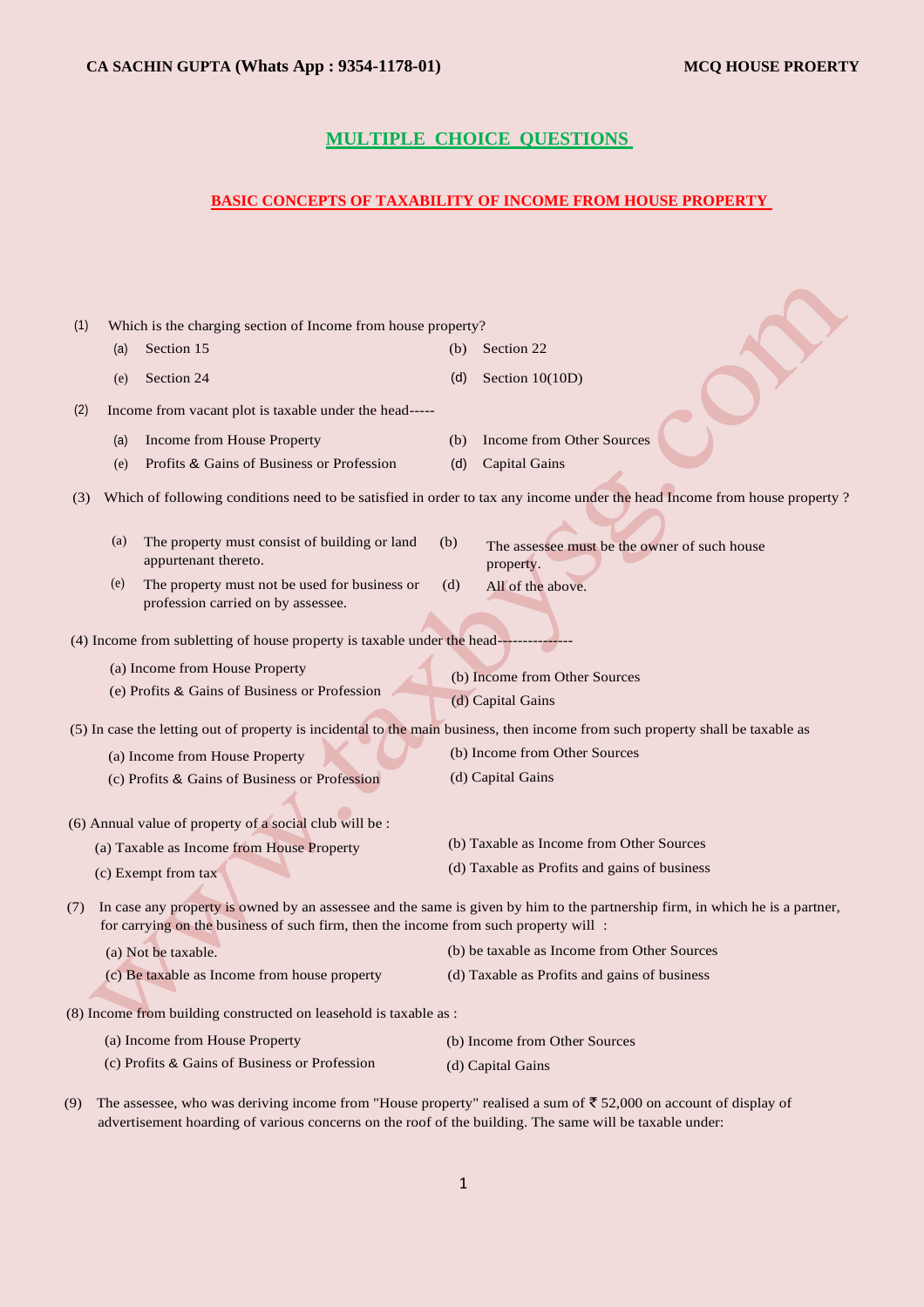## MULTIPLE CHOICE QUESTIONS

### BASIC CONCEPTS OF TAXABILITY OF INCOME FROM HOUSE PROPERTY

(1) Which is the charging section of Income from house property?

(a) Section 15
(b) Section 22
(e) Section 24
(d) Section 10(10D)

(2) Income from vacant plot is taxable under the head-----

(a) Income from House Property
(b) Income from Other Sources
(e) Profits & Gains of Business or Profession
(d) Capital Gains

(3) Which of following conditions need to be satisfied in order to tax any income under the head Income from house property ?

(a) The property must consist of building or land appurtenant thereto.
(b) The assessee must be the owner of such house property.
(e) The property must not be used for business or profession carried on by assessee.
(d) All of the above.

(4) Income from subletting of house property is taxable under the head---------------

(a) Income from House Property
(b) Income from Other Sources
(e) Profits & Gains of Business or Profession
(d) Capital Gains

(5) In case the letting out of property is incidental to the main business, then income from such property shall be taxable as

(a) Income from House Property
(b) Income from Other Sources
(c) Profits & Gains of Business or Profession
(d) Capital Gains

(6) Annual value of property of a social club will be :

(a) Taxable as Income from House Property
(b) Taxable as Income from Other Sources
(c) Exempt from tax
(d) Taxable as Profits and gains of business

(7) In case any property is owned by an assessee and the same is given by him to the partnership firm, in which he is a partner, for carrying on the business of such firm, then the income from such property will :

(a) Not be taxable.
(b) be taxable as Income from Other Sources
(c) Be taxable as Income from house property
(d) Taxable as Profits and gains of business

(8) Income from building constructed on leasehold is taxable as :

(a) Income from House Property
(b) Income from Other Sources
(c) Profits & Gains of Business or Profession
(d) Capital Gains

(9) The assessee, who was deriving income from "House property" realised a sum of ₹ 52,000 on account of display of advertisement hoarding of various concerns on the roof of the building. The same will be taxable under: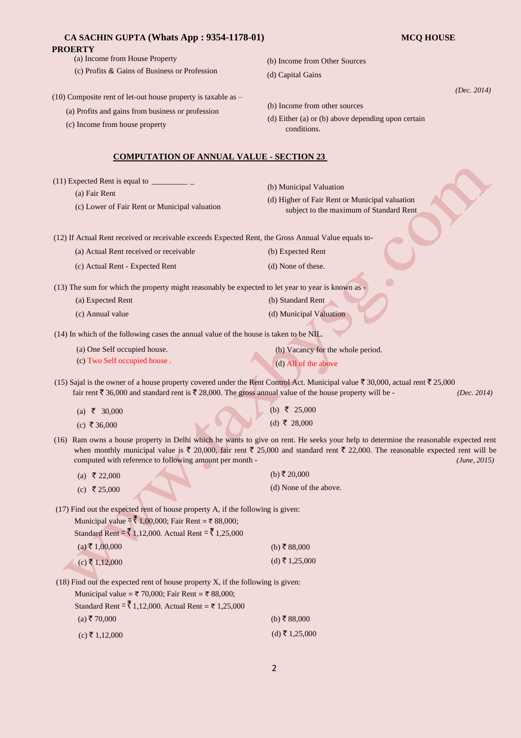(a) Income from House Property

(b) Income from Other Sources

(c) Profits & Gains of Business or Profession

(d) Capital Gains

*(Dec. 2014)*

(10) Composite rent of let-out house property is taxable as –

(a) Profits and gains from business or profession

(b) Income from other sources

(c) Income from house property

(d) Either (a) or (b) above depending upon certain conditions.

## COMPUTATION OF ANNUAL VALUE - SECTION 23

(11) Expected Rent is equal to _________ _

(a) Fair Rent

(b) Municipal Valuation

(c) Lower of Fair Rent or Municipal valuation

(d) Higher of Fair Rent or Municipal valuation subject to the maximum of Standard Rent

(12) If Actual Rent received or receivable exceeds Expected Rent, the Gross Annual Value equals to-

(a) Actual Rent received or receivable

(b) Expected Rent

(c) Actual Rent - Expected Rent

(d) None of these.

(13) The sum for which the property might reasonably be expected to let year to year is known as -

(a) Expected Rent

(b) Standard Rent

(c) Annual value

(d) Municipal Valuation

(14) In which of the following cases the annual value of the house is taken to be NIL.

(a) One Self occupied house.

(b) Vacancy for the whole period.

(c) Two Self occupied house .

(d) All of the above

(15) Sajal is the owner of a house property covered under the Rent Control Act. Municipal value ₹ 30,000, actual rent ₹ 25,000 fair rent ₹ 36,000 and standard rent is ₹ 28,000. The gross annual value of the house property will be - *(Dec. 2014)*

(a) ₹ 30,000

(b) ₹ 25,000

(c) ₹ 36,000

(d) ₹ 28,000

(16) Ram owns a house property in Delhi which he wants to give on rent. He seeks your help to determine the reasonable expected rent when monthly municipal value is ₹ 20,000, fair rent ₹ 25,000 and standard rent ₹ 22,000. The reasonable expected rent will be computed with reference to following amount per month - *(June, 2015)*

(a) ₹ 22,000

(b) ₹ 20,000

(c) ₹ 25,000

(d) None of the above.

(17) Find out the expected rent of house property A, if the following is given:
Municipal value = ₹ 1,00,000; Fair Rent = ₹ 88,000;
Standard Rent = ₹ 1,12,000. Actual Rent = ₹ 1,25,000

(a) ₹ 1,00,000

(b) ₹ 88,000

(c) ₹ 1,12,000

(d) ₹ 1,25,000

(18) Find out the expected rent of house property X, if the following is given:
Municipal value = ₹ 70,000; Fair Rent = ₹ 88,000;
Standard Rent = ₹ 1,12,000. Actual Rent = ₹ 1,25,000

(a) ₹ 70,000

(b) ₹ 88,000

(c) ₹ 1,12,000

(d) ₹ 1,25,000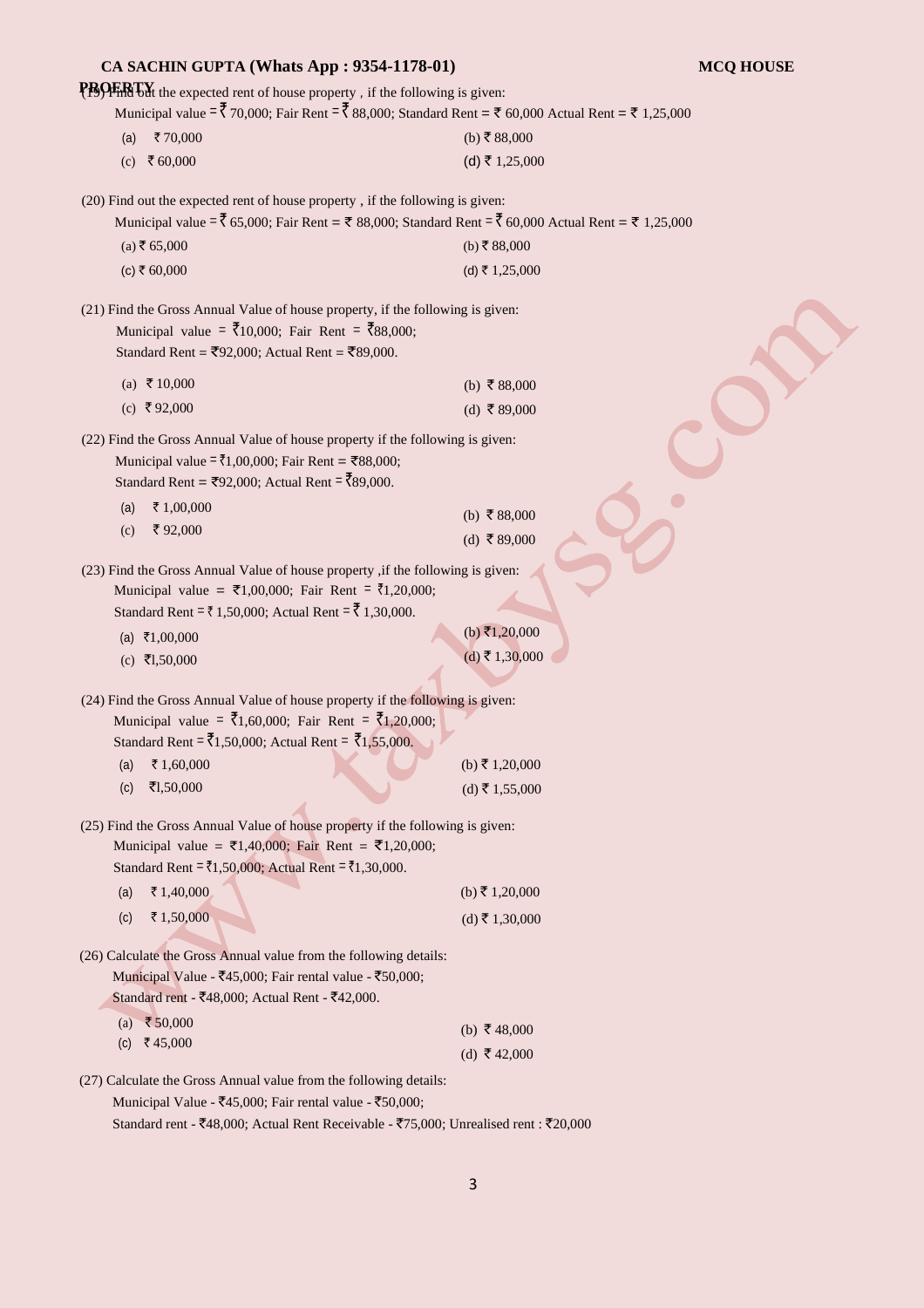(19) Find out the expected rent of house property , if the following is given:
Municipal value = ₹ 70,000; Fair Rent = ₹ 88,000; Standard Rent = ₹ 60,000 Actual Rent = ₹ 1,25,000

(a) ₹ 70,000 (b) ₹ 88,000
(c) ₹ 60,000 (d) ₹ 1,25,000

(20) Find out the expected rent of house property , if the following is given:
Municipal value = ₹ 65,000; Fair Rent = ₹ 88,000; Standard Rent = ₹ 60,000 Actual Rent = ₹ 1,25,000

(a) ₹ 65,000 (b) ₹ 88,000
(c) ₹ 60,000 (d) ₹ 1,25,000

(21) Find the Gross Annual Value of house property, if the following is given:
Municipal value = ₹10,000; Fair Rent = ₹88,000;
Standard Rent = ₹92,000; Actual Rent = ₹89,000.

(a) ₹ 10,000 (b) ₹ 88,000
(c) ₹ 92,000 (d) ₹ 89,000

(22) Find the Gross Annual Value of house property if the following is given:
Municipal value = ₹1,00,000; Fair Rent = ₹88,000;
Standard Rent = ₹92,000; Actual Rent = ₹89,000.

(a) ₹ 1,00,000 (b) ₹ 88,000
(c) ₹ 92,000 (d) ₹ 89,000

(23) Find the Gross Annual Value of house property ,if the following is given:
Municipal value = ₹1,00,000; Fair Rent = ₹1,20,000;
Standard Rent = ₹ 1,50,000; Actual Rent = ₹ 1,30,000.

(a) ₹1,00,000 (b) ₹1,20,000
(c) ₹1,50,000 (d) ₹ 1,30,000

(24) Find the Gross Annual Value of house property if the following is given:
Municipal value = ₹1,60,000; Fair Rent = ₹1,20,000;
Standard Rent = ₹1,50,000; Actual Rent = ₹1,55,000.

(a) ₹ 1,60,000 (b) ₹ 1,20,000
(c) ₹1,50,000 (d) ₹ 1,55,000

(25) Find the Gross Annual Value of house property if the following is given:
Municipal value = ₹1,40,000; Fair Rent = ₹1,20,000;
Standard Rent = ₹1,50,000; Actual Rent = ₹1,30,000.

(a) ₹ 1,40,000 (b) ₹ 1,20,000
(c) ₹ 1,50,000 (d) ₹ 1,30,000

(26) Calculate the Gross Annual value from the following details:
Municipal Value - ₹45,000; Fair rental value - ₹50,000;
Standard rent - ₹48,000; Actual Rent - ₹42,000.

(a) ₹ 50,000 (b) ₹ 48,000
(c) ₹ 45,000 (d) ₹ 42,000

(27) Calculate the Gross Annual value from the following details:
Municipal Value - ₹45,000; Fair rental value - ₹50,000;
Standard rent - ₹48,000; Actual Rent Receivable - ₹75,000; Unrealised rent : ₹20,000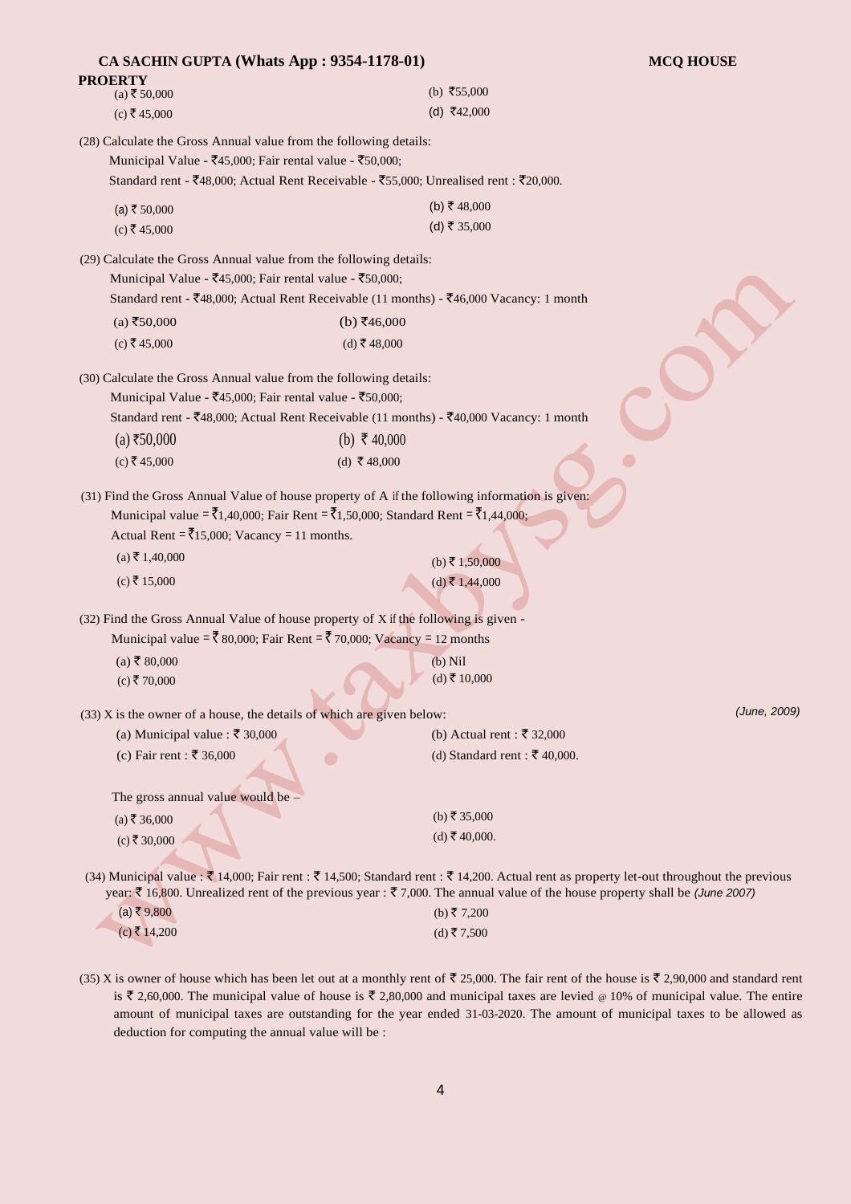PROERTY

(a) ₹ 50,000
(b) ₹55,000
(c) ₹ 45,000
(d) ₹42,000

(28) Calculate the Gross Annual value from the following details:

Municipal Value - ₹45,000; Fair rental value - ₹50,000;

Standard rent - ₹48,000; Actual Rent Receivable - ₹55,000; Unrealised rent : ₹20,000.

(a) ₹ 50,000
(b) ₹ 48,000
(c) ₹ 45,000
(d) ₹ 35,000

(29) Calculate the Gross Annual value from the following details:

Municipal Value - ₹45,000; Fair rental value - ₹50,000;

Standard rent - ₹48,000; Actual Rent Receivable (11 months) - ₹46,000 Vacancy: 1 month

(a) ₹50,000
(b) ₹46,000
(c) ₹ 45,000
(d) ₹ 48,000

(30) Calculate the Gross Annual value from the following details:

Municipal Value - ₹45,000; Fair rental value - ₹50,000;

Standard rent - ₹48,000; Actual Rent Receivable (11 months) - ₹40,000 Vacancy: 1 month

(a) ₹50,000
(b) ₹ 40,000
(c) ₹ 45,000
(d) ₹ 48,000

(31) Find the Gross Annual Value of house property of A if the following information is given:

Municipal value = ₹1,40,000; Fair Rent = ₹1,50,000; Standard Rent = ₹1,44,000;

Actual Rent = ₹15,000; Vacancy = 11 months.

(a) ₹ 1,40,000
(b) ₹ 1,50,000
(c) ₹ 15,000
(d) ₹ 1,44,000

(32) Find the Gross Annual Value of house property of X if the following is given -

Municipal value = ₹ 80,000; Fair Rent = ₹ 70,000; Vacancy = 12 months

(a) ₹ 80,000
(b) Nil
(c) ₹ 70,000
(d) ₹ 10,000

(33) X is the owner of a house, the details of which are given below: *(June, 2009)*

(a) Municipal value : ₹ 30,000
(b) Actual rent : ₹ 32,000
(c) Fair rent : ₹ 36,000
(d) Standard rent : ₹ 40,000.

The gross annual value would be –

(a) ₹ 36,000
(b) ₹ 35,000
(c) ₹ 30,000
(d) ₹ 40,000.

(34) Municipal value : ₹ 14,000; Fair rent : ₹ 14,500; Standard rent : ₹ 14,200. Actual rent as property let-out throughout the previous year: ₹ 16,800. Unrealized rent of the previous year : ₹ 7,000. The annual value of the house property shall be *(June 2007)*

(a) ₹ 9,800
(b) ₹ 7,200
(c) ₹ 14,200
(d) ₹ 7,500

(35) X is owner of house which has been let out at a monthly rent of ₹ 25,000. The fair rent of the house is ₹ 2,90,000 and standard rent is ₹ 2,60,000. The municipal value of house is ₹ 2,80,000 and municipal taxes are levied @ 10% of municipal value. The entire amount of municipal taxes are outstanding for the year ended 31-03-2020. The amount of municipal taxes to be allowed as deduction for computing the annual value will be :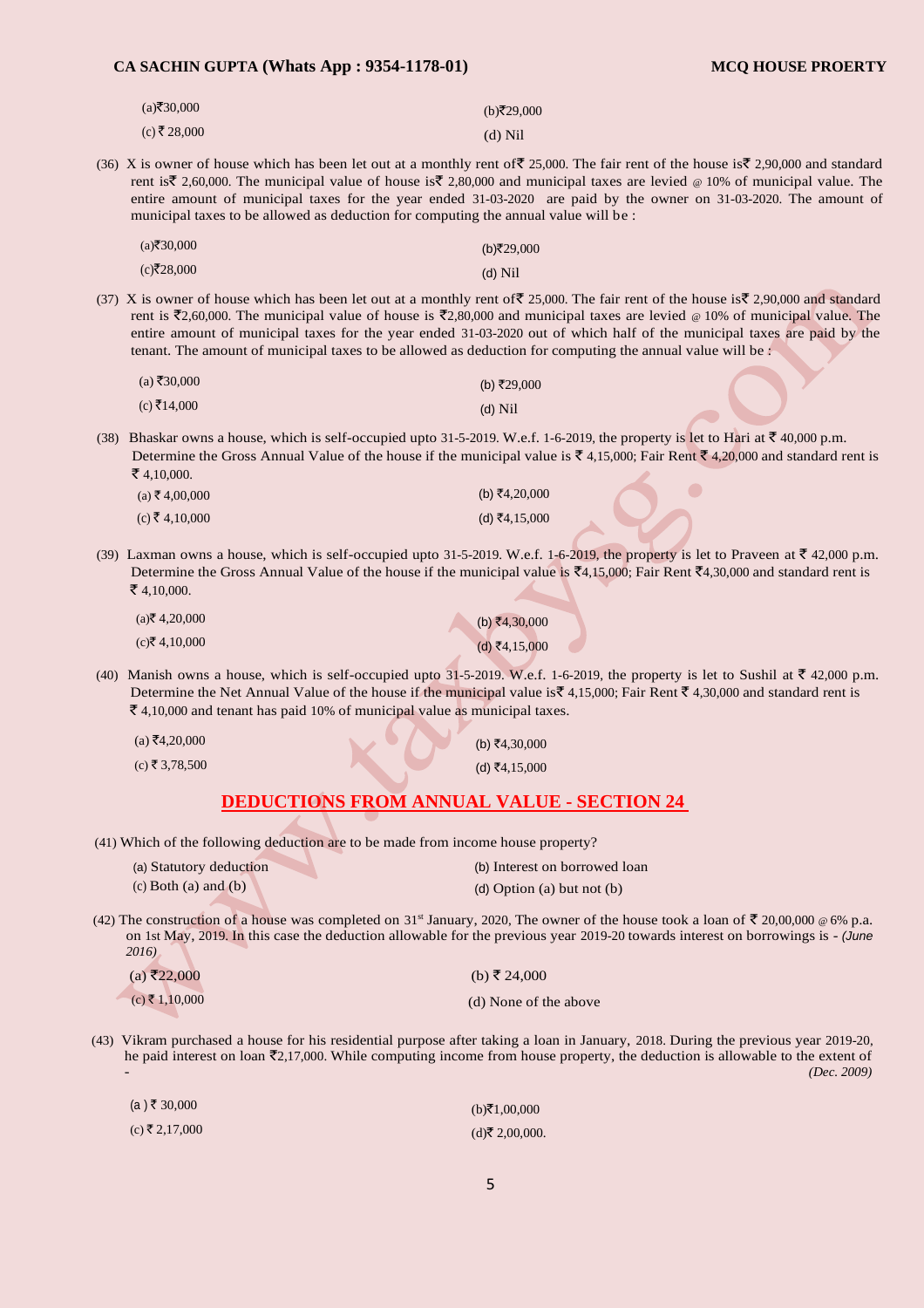(a)₹30,000 (b)₹29,000

(c) ₹ 28,000 (d) Nil

(36) X is owner of house which has been let out at a monthly rent of₹ 25,000. The fair rent of the house is₹ 2,90,000 and standard rent is₹ 2,60,000. The municipal value of house is₹ 2,80,000 and municipal taxes are levied @ 10% of municipal value. The entire amount of municipal taxes for the year ended 31-03-2020 are paid by the owner on 31-03-2020. The amount of municipal taxes to be allowed as deduction for computing the annual value will be :

(a)₹30,000 (b)₹29,000

(c)₹28,000 (d) Nil

(37) X is owner of house which has been let out at a monthly rent of₹ 25,000. The fair rent of the house is₹ 2,90,000 and standard rent is ₹2,60,000. The municipal value of house is ₹2,80,000 and municipal taxes are levied @ 10% of municipal value. The entire amount of municipal taxes for the year ended 31-03-2020 out of which half of the municipal taxes are paid by the tenant. The amount of municipal taxes to be allowed as deduction for computing the annual value will be :

(a) ₹30,000 (b) ₹29,000

(c) ₹14,000 (d) Nil

(38) Bhaskar owns a house, which is self-occupied upto 31-5-2019. W.e.f. 1-6-2019, the property is let to Hari at ₹ 40,000 p.m. Determine the Gross Annual Value of the house if the municipal value is ₹ 4,15,000; Fair Rent ₹ 4,20,000 and standard rent is ₹ 4,10,000.

(a) ₹ 4,00,000 (b) ₹4,20,000

(c) ₹ 4,10,000 (d) ₹4,15,000

(39) Laxman owns a house, which is self-occupied upto 31-5-2019. W.e.f. 1-6-2019, the property is let to Praveen at ₹ 42,000 p.m. Determine the Gross Annual Value of the house if the municipal value is ₹4,15,000; Fair Rent ₹4,30,000 and standard rent is ₹ 4,10,000.

(a)₹ 4,20,000 (b) ₹4,30,000

(c)₹ 4,10,000 (d) ₹4,15,000

(40) Manish owns a house, which is self-occupied upto 31-5-2019. W.e.f. 1-6-2019, the property is let to Sushil at ₹ 42,000 p.m. Determine the Net Annual Value of the house if the municipal value is₹ 4,15,000; Fair Rent ₹ 4,30,000 and standard rent is ₹ 4,10,000 and tenant has paid 10% of municipal value as municipal taxes.

(a) ₹4,20,000 (b) ₹4,30,000

(c) ₹ 3,78,500 (d) ₹4,15,000

## DEDUCTIONS FROM ANNUAL VALUE - SECTION 24

(41) Which of the following deduction are to be made from income house property?

(a) Statutory deduction (b) Interest on borrowed loan

(c) Both (a) and (b) (d) Option (a) but not (b)

(42) The construction of a house was completed on 31st January, 2020, The owner of the house took a loan of ₹ 20,00,000 @ 6% p.a. on 1st May, 2019. In this case the deduction allowable for the previous year 2019-20 towards interest on borrowings is - *(June 2016)*

(a) ₹22,000 (b) ₹ 24,000

(c) ₹ 1,10,000 (d) None of the above

(43) Vikram purchased a house for his residential purpose after taking a loan in January, 2018. During the previous year 2019-20, he paid interest on loan ₹2,17,000. While computing income from house property, the deduction is allowable to the extent of - *(Dec. 2009)*

(a ) ₹ 30,000 (b)₹1,00,000

(c) ₹ 2,17,000 (d)₹ 2,00,000.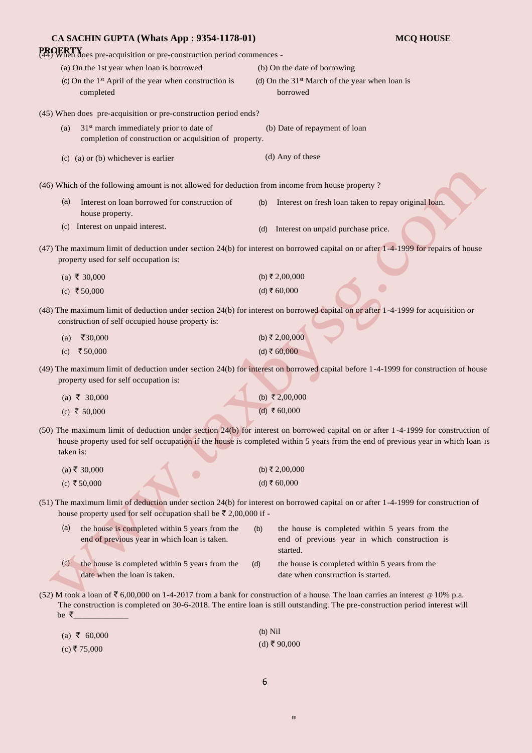(44) When does pre-acquisition or pre-construction period commences -

(a) On the 1st year when loan is borrowed
(b) On the date of borrowing
(c) On the 1st April of the year when construction is completed
(d) On the 31st March of the year when loan is borrowed

(45) When does pre-acquisition or pre-construction period ends?

(a) 31st march immediately prior to date of completion of construction or acquisition of property.
(b) Date of repayment of loan
(c) (a) or (b) whichever is earlier
(d) Any of these

(46) Which of the following amount is not allowed for deduction from income from house property ?

(a) Interest on loan borrowed for construction of house property.
(b) Interest on fresh loan taken to repay original loan.
(c) Interest on unpaid interest.
(d) Interest on unpaid purchase price.

(47) The maximum limit of deduction under section 24(b) for interest on borrowed capital on or after 1-4-1999 for repairs of house property used for self occupation is:

(a) ₹ 30,000
(b) ₹ 2,00,000
(c) ₹ 50,000
(d) ₹ 60,000

(48) The maximum limit of deduction under section 24(b) for interest on borrowed capital on or after 1-4-1999 for acquisition or construction of self occupied house property is:

(a) ₹30,000
(b) ₹ 2,00,000
(c) ₹ 50,000
(d) ₹ 60,000

(49) The maximum limit of deduction under section 24(b) for interest on borrowed capital before 1-4-1999 for construction of house property used for self occupation is:

(a) ₹ 30,000
(b) ₹ 2,00,000
(c) ₹ 50,000
(d) ₹ 60,000

(50) The maximum limit of deduction under section 24(b) for interest on borrowed capital on or after 1-4-1999 for construction of house property used for self occupation if the house is completed within 5 years from the end of previous year in which loan is taken is:

(a) ₹ 30,000
(b) ₹ 2,00,000
(c) ₹ 50,000
(d) ₹ 60,000

(51) The maximum limit of deduction under section 24(b) for interest on borrowed capital on or after 1-4-1999 for construction of house property used for self occupation shall be ₹ 2,00,000 if -

(a) the house is completed within 5 years from the end of previous year in which loan is taken.
(b) the house is completed within 5 years from the end of previous year in which construction is started.
(c) the house is completed within 5 years from the date when the loan is taken.
(d) the house is completed within 5 years from the date when construction is started.

(52) M took a loan of ₹ 6,00,000 on 1-4-2017 from a bank for construction of a house. The loan carries an interest @ 10% p.a. The construction is completed on 30-6-2018. The entire loan is still outstanding. The pre-construction period interest will be ₹_____________

(a) ₹ 60,000
(b) Nil
(c) ₹ 75,000
(d) ₹ 90,000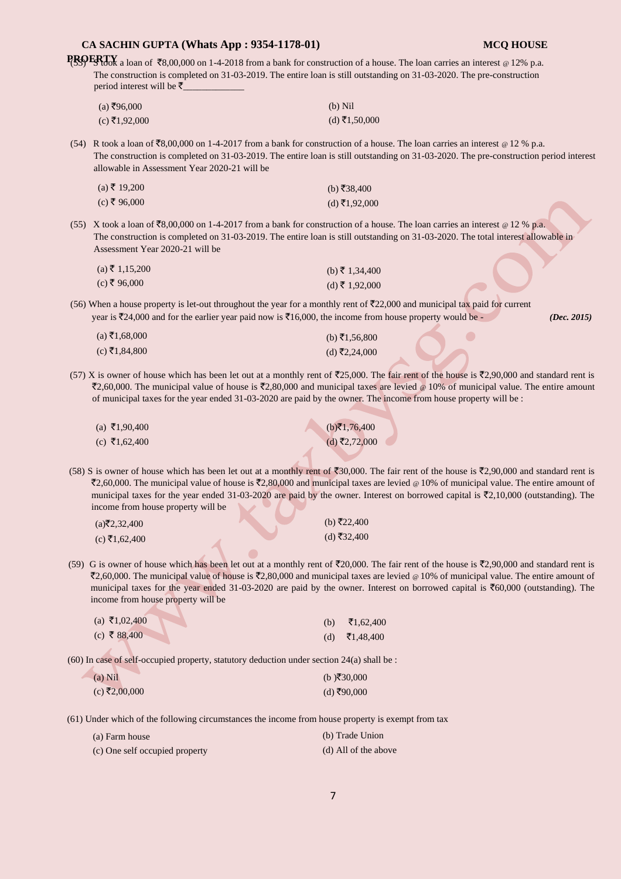(53) S took a loan of ₹8,00,000 on 1-4-2018 from a bank for construction of a house. The loan carries an interest @ 12% p.a. The construction is completed on 31-03-2019. The entire loan is still outstanding on 31-03-2020. The pre-construction period interest will be ₹_____________

(a) ₹96,000 (b) Nil
(c) ₹1,92,000 (d) ₹1,50,000

(54) R took a loan of ₹8,00,000 on 1-4-2017 from a bank for construction of a house. The loan carries an interest @ 12 % p.a. The construction is completed on 31-03-2019. The entire loan is still outstanding on 31-03-2020. The pre-construction period interest allowable in Assessment Year 2020-21 will be

(a) ₹ 19,200 (b) ₹38,400
(c) ₹ 96,000 (d) ₹1,92,000

(55) X took a loan of ₹8,00,000 on 1-4-2017 from a bank for construction of a house. The loan carries an interest @ 12 % p.a. The construction is completed on 31-03-2019. The entire loan is still outstanding on 31-03-2020. The total interest allowable in Assessment Year 2020-21 will be

(a) ₹ 1,15,200 (b) ₹ 1,34,400
(c) ₹ 96,000 (d) ₹ 1,92,000

(56) When a house property is let-out throughout the year for a monthly rent of ₹22,000 and municipal tax paid for current year is ₹24,000 and for the earlier year paid now is ₹16,000, the income from house property would be - *(Dec. 2015)*

(a) ₹1,68,000 (b) ₹1,56,800
(c) ₹1,84,800 (d) ₹2,24,000

(57) X is owner of house which has been let out at a monthly rent of ₹25,000. The fair rent of the house is ₹2,90,000 and standard rent is ₹2,60,000. The municipal value of house is ₹2,80,000 and municipal taxes are levied @ 10% of municipal value. The entire amount of municipal taxes for the year ended 31-03-2020 are paid by the owner. The income from house property will be :

(a) ₹1,90,400 (b) ₹1,76,400
(c) ₹1,62,400 (d) ₹2,72,000

(58) S is owner of house which has been let out at a monthly rent of ₹30,000. The fair rent of the house is ₹2,90,000 and standard rent is ₹2,60,000. The municipal value of house is ₹2,80,000 and municipal taxes are levied @ 10% of municipal value. The entire amount of municipal taxes for the year ended 31-03-2020 are paid by the owner. Interest on borrowed capital is ₹2,10,000 (outstanding). The income from house property will be

(a) ₹2,32,400 (b) ₹22,400
(c) ₹1,62,400 (d) ₹32,400

(59) G is owner of house which has been let out at a monthly rent of ₹20,000. The fair rent of the house is ₹2,90,000 and standard rent is ₹2,60,000. The municipal value of house is ₹2,80,000 and municipal taxes are levied @ 10% of municipal value. The entire amount of municipal taxes for the year ended 31-03-2020 are paid by the owner. Interest on borrowed capital is ₹60,000 (outstanding). The income from house property will be

(a) ₹1,02,400 (b) ₹1,62,400
(c) ₹ 88,400 (d) ₹1,48,400

(60) In case of self-occupied property, statutory deduction under section 24(a) shall be :

(a) Nil (b) ₹30,000
(c) ₹2,00,000 (d) ₹90,000

(61) Under which of the following circumstances the income from house property is exempt from tax

(a) Farm house (b) Trade Union
(c) One self occupied property (d) All of the above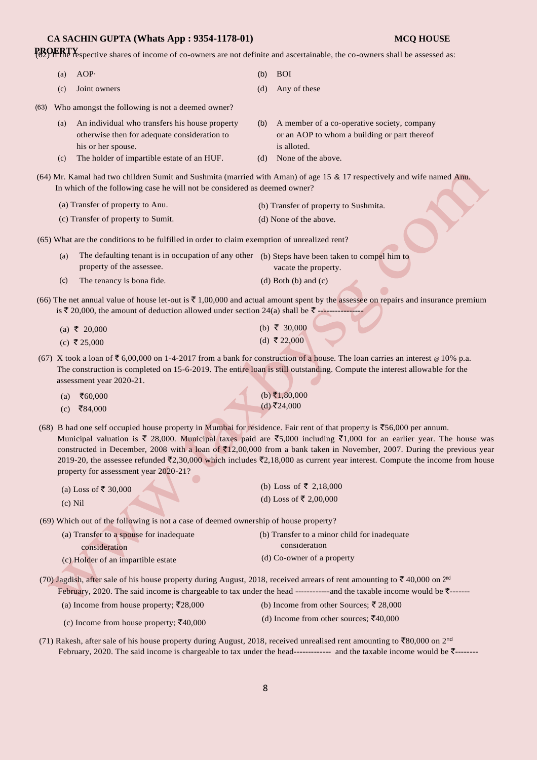(62) If the respective shares of income of co-owners are not definite and ascertainable, the co-owners shall be assessed as:

(a) AOP·
(b) BOI
(c) Joint owners
(d) Any of these

(63) Who amongst the following is not a deemed owner?

(a) An individual who transfers his house property otherwise then for adequate consideration to his or her spouse.
(b) A member of a co-operative society, company or an AOP to whom a building or part thereof is alloted.
(c) The holder of impartible estate of an HUF.
(d) None of the above.

(64) Mr. Kamal had two children Sumit and Sushmita (married with Aman) of age 15 & 17 respectively and wife named Anu. In which of the following case he will not be considered as deemed owner?

(a) Transfer of property to Anu.
(b) Transfer of property to Sushmita.
(c) Transfer of property to Sumit.
(d) None of the above.

(65) What are the conditions to be fulfilled in order to claim exemption of unrealized rent?

(a) The defaulting tenant is in occupation of any other property of the assessee.
(b) Steps have been taken to compel him to vacate the property.
(c) The tenancy is bona fide.
(d) Both (b) and (c)

(66) The net annual value of house let-out is ₹ 1,00,000 and actual amount spent by the assessee on repairs and insurance premium is ₹ 20,000, the amount of deduction allowed under section 24(a) shall be ₹ ----------------

(a) ₹ 20,000
(b) ₹ 30,000
(c) ₹ 25,000
(d) ₹ 22,000

(67) X took a loan of ₹ 6,00,000 on 1-4-2017 from a bank for construction of a house. The loan carries an interest @ 10% p.a. The construction is completed on 15-6-2019. The entire loan is still outstanding. Compute the interest allowable for the assessment year 2020-21.

(a) ₹60,000
(b) ₹1,80,000
(c) ₹84,000
(d) ₹24,000

(68) B had one self occupied house property in Mumbai for residence. Fair rent of that property is ₹56,000 per annum. Municipal valuation is ₹ 28,000. Municipal taxes paid are ₹5,000 including ₹1,000 for an earlier year. The house was constructed in December, 2008 with a loan of ₹12,00,000 from a bank taken in November, 2007. During the previous year 2019-20, the assessee refunded ₹2,30,000 which includes ₹2,18,000 as current year interest. Compute the income from house property for assessment year 2020-21?

(a) Loss of ₹ 30,000
(b) Loss of ₹ 2,18,000
(c) Nil
(d) Loss of ₹ 2,00,000

(69) Which out of the following is not a case of deemed ownership of house property?

(a) Transfer to a spouse for inadequate consideration
(b) Transfer to a minor child for inadequate consideration
(c) Holder of an impartible estate
(d) Co-owner of a property

(70) Jagdish, after sale of his house property during August, 2018, received arrears of rent amounting to ₹ 40,000 on 2nd February, 2020. The said income is chargeable to tax under the head ------------and the taxable income would be ₹-------

(a) Income from house property; ₹28,000
(b) Income from other Sources; ₹ 28,000
(c) Income from house property; ₹40,000
(d) Income from other sources; ₹40,000

(71) Rakesh, after sale of his house property during August, 2018, received unrealised rent amounting to ₹80,000 on 2nd February, 2020. The said income is chargeable to tax under the head------------- and the taxable income would be ₹--------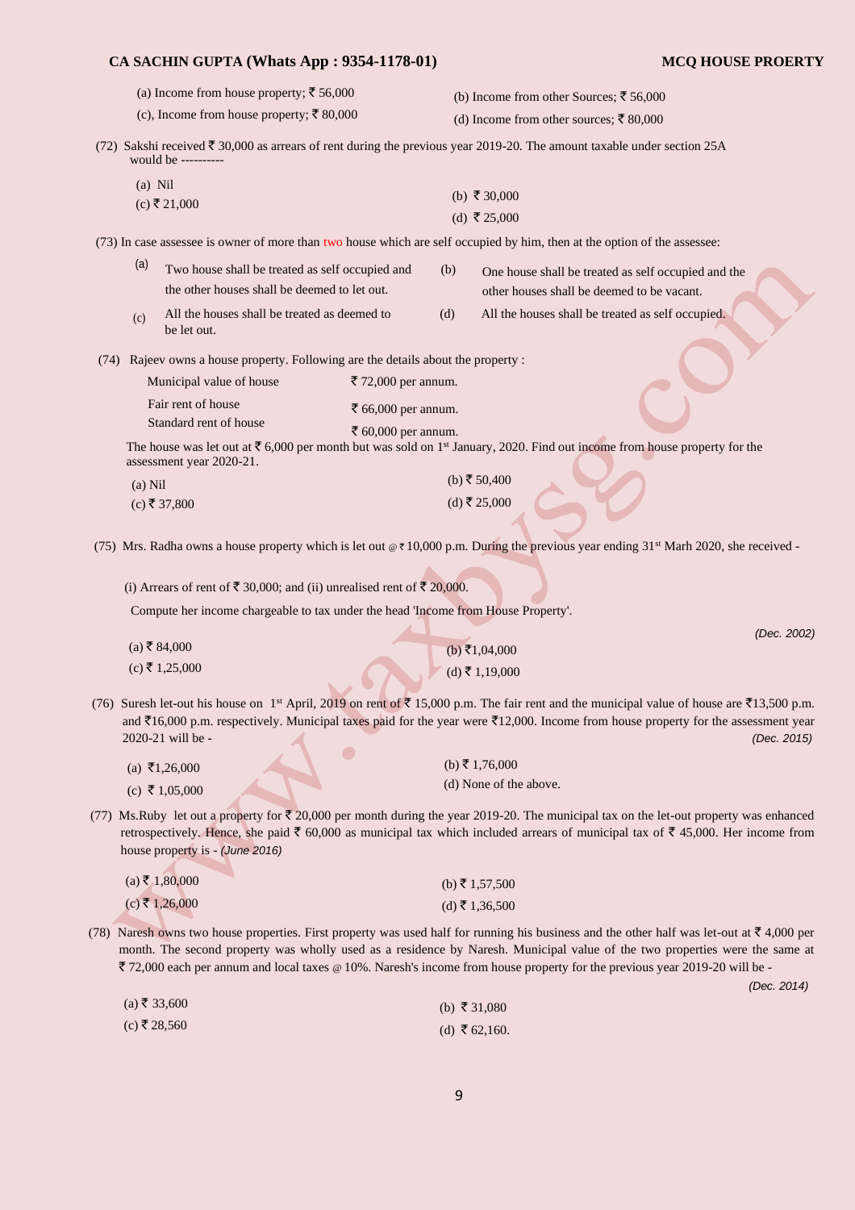(a) Income from house property; ₹ 56,000

(b) Income from other Sources; ₹ 56,000

(c), Income from house property; ₹ 80,000

(d) Income from other sources; ₹ 80,000

(72) Sakshi received ₹ 30,000 as arrears of rent during the previous year 2019-20. The amount taxable under section 25A would be ----------

(a) Nil

(b) ₹ 30,000

(c) ₹ 21,000

(d) ₹ 25,000

(73) In case assessee is owner of more than two house which are self occupied by him, then at the option of the assessee:

(a) Two house shall be treated as self occupied and the other houses shall be deemed to let out.

(b) One house shall be treated as self occupied and the other houses shall be deemed to be vacant.

(c) All the houses shall be treated as deemed to be let out.

(d) All the houses shall be treated as self occupied.

(74) Rajeev owns a house property. Following are the details about the property :

| | |
|---|---|
| Municipal value of house | ₹ 72,000 per annum. |
| Fair rent of house | ₹ 66,000 per annum. |
| Standard rent of house | ₹ 60,000 per annum. |

The house was let out at ₹ 6,000 per month but was sold on 1st January, 2020. Find out income from house property for the assessment year 2020-21.

(a) Nil

(b) ₹ 50,400

(c) ₹ 37,800

(d) ₹ 25,000

(75) Mrs. Radha owns a house property which is let out @ ₹ 10,000 p.m. During the previous year ending 31st Marh 2020, she received -

(i) Arrears of rent of ₹ 30,000; and (ii) unrealised rent of ₹ 20,000.

Compute her income chargeable to tax under the head 'Income from House Property'.

*(Dec. 2002)*

(a) ₹ 84,000

(b) ₹1,04,000

(c) ₹ 1,25,000

(d) ₹ 1,19,000

(76) Suresh let-out his house on 1st April, 2019 on rent of ₹ 15,000 p.m. The fair rent and the municipal value of house are ₹13,500 p.m. and ₹16,000 p.m. respectively. Municipal taxes paid for the year were ₹12,000. Income from house property for the assessment year 2020-21 will be - *(Dec. 2015)*

(a) ₹1,26,000

(b) ₹ 1,76,000

(c) ₹ 1,05,000

(d) None of the above.

(77) Ms.Ruby let out a property for ₹ 20,000 per month during the year 2019-20. The municipal tax on the let-out property was enhanced retrospectively. Hence, she paid ₹ 60,000 as municipal tax which included arrears of municipal tax of ₹ 45,000. Her income from house property is - *(June 2016)*

(a) ₹ 1,80,000

(b) ₹ 1,57,500

(c) ₹ 1,26,000

(d) ₹ 1,36,500

(78) Naresh owns two house properties. First property was used half for running his business and the other half was let-out at ₹ 4,000 per month. The second property was wholly used as a residence by Naresh. Municipal value of the two properties were the same at ₹ 72,000 each per annum and local taxes @ 10%. Naresh's income from house property for the previous year 2019-20 will be -

*(Dec. 2014)*

(a) ₹ 33,600

(b) ₹ 31,080

(c) ₹ 28,560

(d) ₹ 62,160.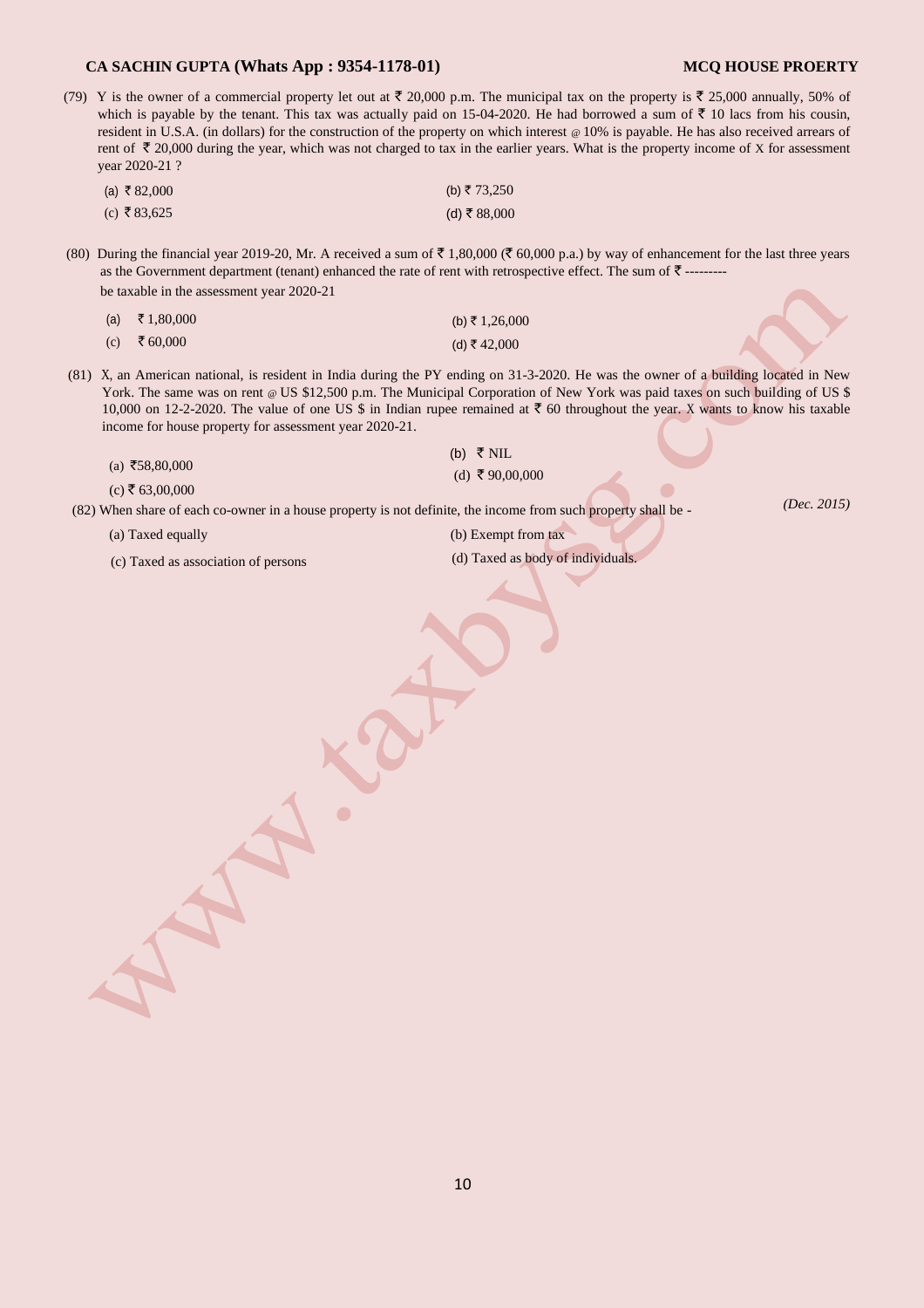(79) Y is the owner of a commercial property let out at ₹ 20,000 p.m. The municipal tax on the property is ₹ 25,000 annually, 50% of which is payable by the tenant. This tax was actually paid on 15-04-2020. He had borrowed a sum of ₹ 10 lacs from his cousin, resident in U.S.A. (in dollars) for the construction of the property on which interest @ 10% is payable. He has also received arrears of rent of ₹ 20,000 during the year, which was not charged to tax in the earlier years. What is the property income of X for assessment year 2020-21 ?

(a) ₹ 82,000 (b) ₹ 73,250
(c) ₹ 83,625 (d) ₹ 88,000

(80) During the financial year 2019-20, Mr. A received a sum of ₹ 1,80,000 (₹ 60,000 p.a.) by way of enhancement for the last three years as the Government department (tenant) enhanced the rate of rent with retrospective effect. The sum of ₹ --------- be taxable in the assessment year 2020-21

(a) ₹ 1,80,000 (b) ₹ 1,26,000
(c) ₹ 60,000 (d) ₹ 42,000

(81) X, an American national, is resident in India during the PY ending on 31-3-2020. He was the owner of a building located in New York. The same was on rent @ US $12,500 p.m. The Municipal Corporation of New York was paid taxes on such building of US $ 10,000 on 12-2-2020. The value of one US $ in Indian rupee remained at ₹ 60 throughout the year. X wants to know his taxable income for house property for assessment year 2020-21.

(a) ₹58,80,000 (b) ₹ NIL
(c) ₹ 63,00,000 (d) ₹ 90,00,000

*(Dec. 2015)*

(82) When share of each co-owner in a house property is not definite, the income from such property shall be -

(a) Taxed equally (b) Exempt from tax
(c) Taxed as association of persons (d) Taxed as body of individuals.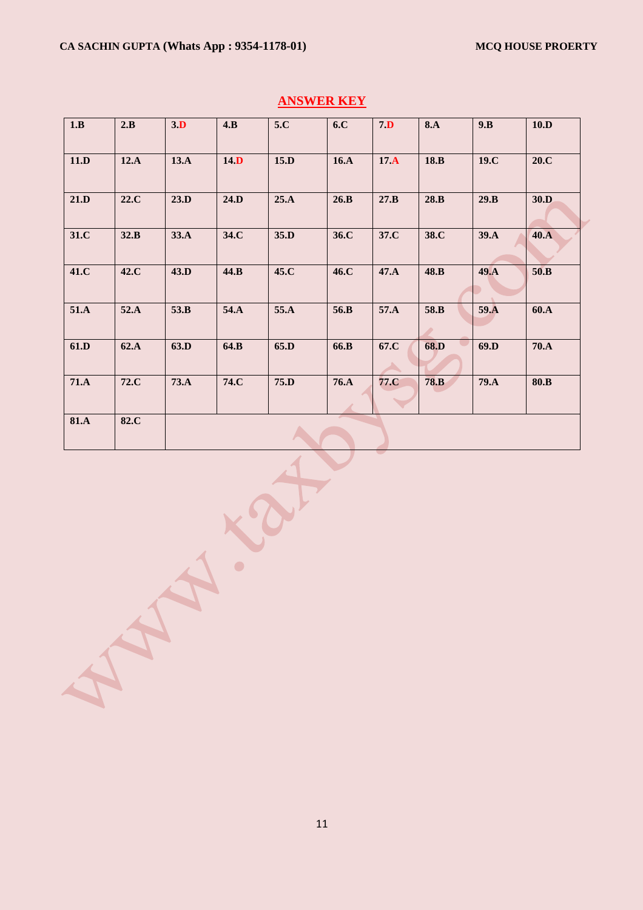## ANSWER KEY

| | | | | | | | | | |
|---|---|---|---|---|---|---|---|---|---|
| **1.B** | **2.B** | **3.D** | **4.B** | **5.C** | **6.C** | **7.D** | **8.A** | **9.B** | **10.D** |
| **11.D** | **12.A** | **13.A** | **14.D** | **15.D** | **16.A** | **17.A** | **18.B** | **19.C** | **20.C** |
| **21.D** | **22.C** | **23.D** | **24.D** | **25.A** | **26.B** | **27.B** | **28.B** | **29.B** | **30.D** |
| **31.C** | **32.B** | **33.A** | **34.C** | **35.D** | **36.C** | **37.C** | **38.C** | **39.A** | **40.A** |
| **41.C** | **42.C** | **43.D** | **44.B** | **45.C** | **46.C** | **47.A** | **48.B** | **49.A** | **50.B** |
| **51.A** | **52.A** | **53.B** | **54.A** | **55.A** | **56.B** | **57.A** | **58.B** | **59.A** | **60.A** |
| **61.D** | **62.A** | **63.D** | **64.B** | **65.D** | **66.B** | **67.C** | **68.D** | **69.D** | **70.A** |
| **71.A** | **72.C** | **73.A** | **74.C** | **75.D** | **76.A** | **77.C** | **78.B** | **79.A** | **80.B** |
| **81.A** | **82.C** | | | | | | | | |